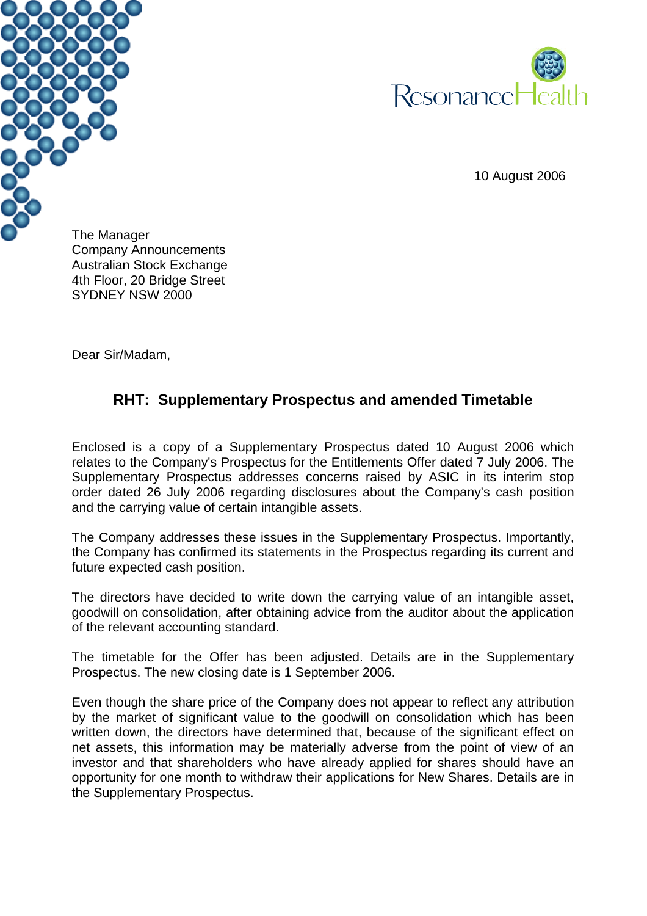ResonanceHealth

10 August 2006

The Manager
Company Announcements
Australian Stock Exchange
4th Floor, 20 Bridge Street
SYDNEY NSW 2000

Dear Sir/Madam,

## RHT: Supplementary Prospectus and amended Timetable

Enclosed is a copy of a Supplementary Prospectus dated 10 August 2006 which relates to the Company's Prospectus for the Entitlements Offer dated 7 July 2006. The Supplementary Prospectus addresses concerns raised by ASIC in its interim stop order dated 26 July 2006 regarding disclosures about the Company's cash position and the carrying value of certain intangible assets.

The Company addresses these issues in the Supplementary Prospectus. Importantly, the Company has confirmed its statements in the Prospectus regarding its current and future expected cash position.

The directors have decided to write down the carrying value of an intangible asset, goodwill on consolidation, after obtaining advice from the auditor about the application of the relevant accounting standard.

The timetable for the Offer has been adjusted. Details are in the Supplementary Prospectus. The new closing date is 1 September 2006.

Even though the share price of the Company does not appear to reflect any attribution by the market of significant value to the goodwill on consolidation which has been written down, the directors have determined that, because of the significant effect on net assets, this information may be materially adverse from the point of view of an investor and that shareholders who have already applied for shares should have an opportunity for one month to withdraw their applications for New Shares. Details are in the Supplementary Prospectus.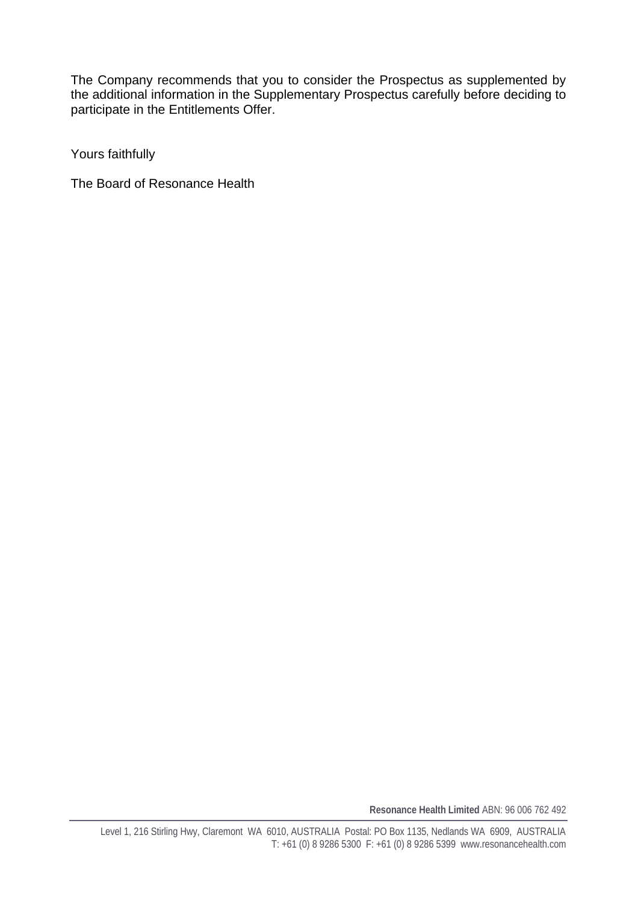The Company recommends that you to consider the Prospectus as supplemented by the additional information in the Supplementary Prospectus carefully before deciding to participate in the Entitlements Offer.

Yours faithfully

The Board of Resonance Health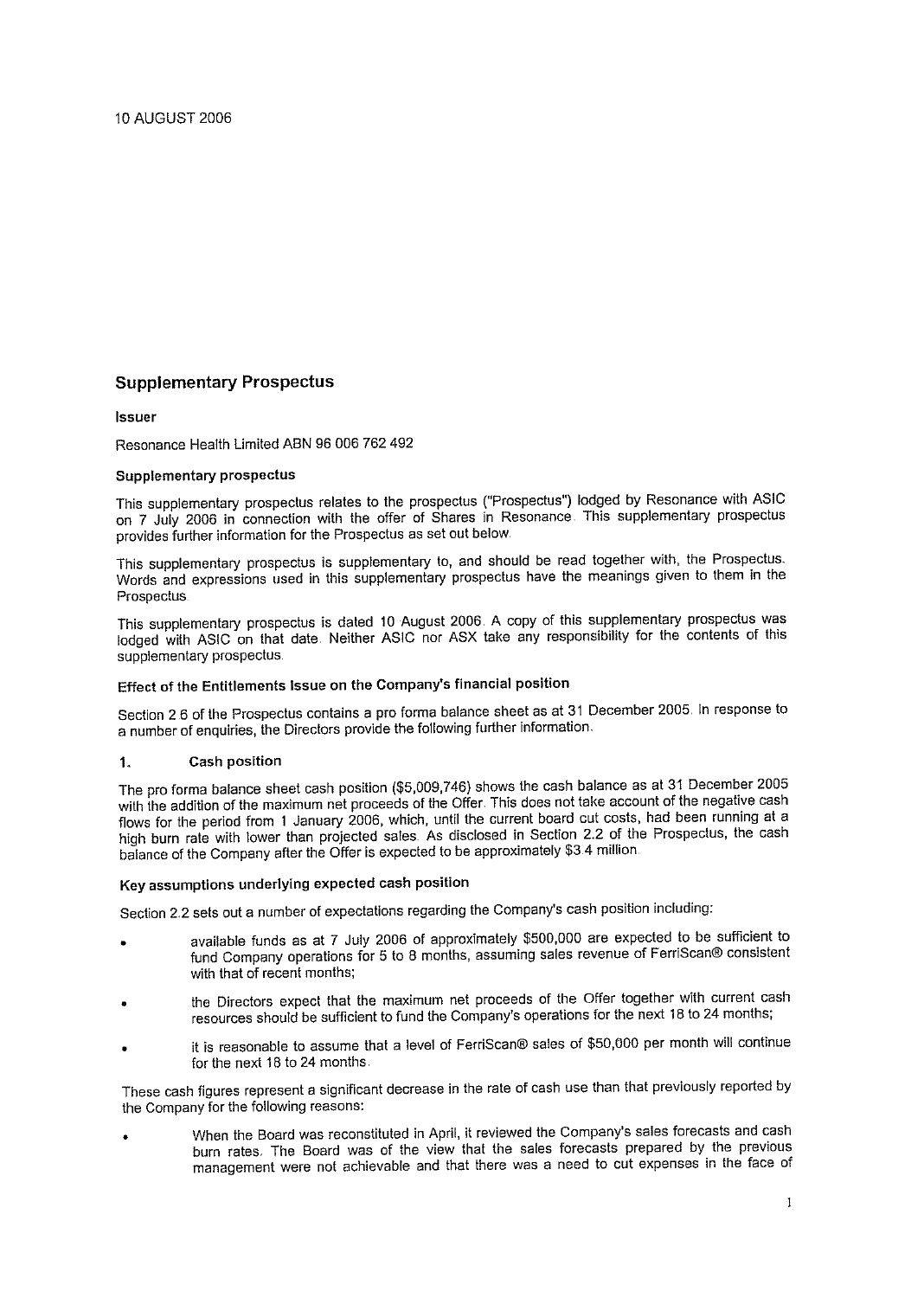10 AUGUST 2006

## Supplementary Prospectus

**Issuer**

Resonance Health Limited ABN 96 006 762 492

**Supplementary prospectus**

This supplementary prospectus relates to the prospectus ("Prospectus") lodged by Resonance with ASIC on 7 July 2006 in connection with the offer of Shares in Resonance. This supplementary prospectus provides further information for the Prospectus as set out below.

This supplementary prospectus is supplementary to, and should be read together with, the Prospectus. Words and expressions used in this supplementary prospectus have the meanings given to them in the Prospectus.

This supplementary prospectus is dated 10 August 2006. A copy of this supplementary prospectus was lodged with ASIC on that date. Neither ASIC nor ASX take any responsibility for the contents of this supplementary prospectus.

**Effect of the Entitlements Issue on the Company's financial position**

Section 2.6 of the Prospectus contains a pro forma balance sheet as at 31 December 2005. In response to a number of enquiries, the Directors provide the following further information.

**1. Cash position**

The pro forma balance sheet cash position ($5,009,746) shows the cash balance as at 31 December 2005 with the addition of the maximum net proceeds of the Offer. This does not take account of the negative cash flows for the period from 1 January 2006, which, until the current board cut costs, had been running at a high burn rate with lower than projected sales. As disclosed in Section 2.2 of the Prospectus, the cash balance of the Company after the Offer is expected to be approximately $3.4 million.

**Key assumptions underlying expected cash position**

Section 2.2 sets out a number of expectations regarding the Company's cash position including:

- available funds as at 7 July 2006 of approximately $500,000 are expected to be sufficient to fund Company operations for 5 to 8 months, assuming sales revenue of FerriScan® consistent with that of recent months;
- the Directors expect that the maximum net proceeds of the Offer together with current cash resources should be sufficient to fund the Company's operations for the next 18 to 24 months;
- it is reasonable to assume that a level of FerriScan® sales of $50,000 per month will continue for the next 18 to 24 months.

These cash figures represent a significant decrease in the rate of cash use than that previously reported by the Company for the following reasons:

- When the Board was reconstituted in April, it reviewed the Company's sales forecasts and cash burn rates. The Board was of the view that the sales forecasts prepared by the previous management were not achievable and that there was a need to cut expenses in the face of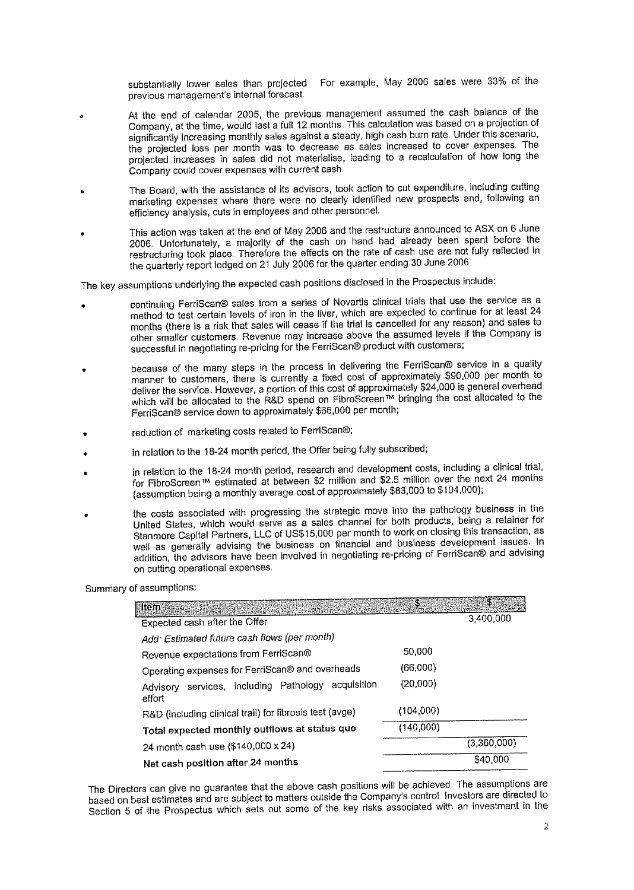substantially lower sales than projected For example, May 2006 sales were 33% of the previous management's internal forecast.

- At the end of calendar 2005, the previous management assumed the cash balance of the Company, at the time, would last a full 12 months. This calculation was based on a projection of significantly increasing monthly sales against a steady, high cash burn rate. Under this scenario, the projected loss per month was to decrease as sales increased to cover expenses. The projected increases in sales did not materialise, leading to a recalculation of how long the Company could cover expenses with current cash.
- The Board, with the assistance of its advisors, took action to cut expenditure, including cutting marketing expenses where there were no clearly identified new prospects and, following an efficiency analysis, cuts in employees and other personnel.
- This action was taken at the end of May 2006 and the restructure announced to ASX on 6 June 2006. Unfortunately, a majority of the cash on hand had already been spent before the restructuring took place. Therefore the effects on the rate of cash use are not fully reflected in the quarterly report lodged on 21 July 2006 for the quarter ending 30 June 2006.

The key assumptions underlying the expected cash positions disclosed in the Prospectus include:

- continuing FerriScan® sales from a series of Novartis clinical trials that use the service as a method to test certain levels of iron in the liver, which are expected to continue for at least 24 months (there is a risk that sales will cease if the trial is cancelled for any reason) and sales to other smaller customers. Revenue may increase above the assumed levels if the Company is successful in negotiating re-pricing for the FerriScan® product with customers;
- because of the many steps in the process in delivering the FerriScan® service in a quality manner to customers, there is currently a fixed cost of approximately $90,000 per month to deliver the service. However, a portion of this cost of approximately $24,000 is general overhead which will be allocated to the R&D spend on FibroScreen™ bringing the cost allocated to the FerriScan® service down to approximately $66,000 per month;
- reduction of marketing costs related to FerriScan®;
- in relation to the 18-24 month period, the Offer being fully subscribed;
- in relation to the 18-24 month period, research and development costs, including a clinical trial, for FibroScreen™ estimated at between $2 million and $2.5 million over the next 24 months (assumption being a monthly average cost of approximately $83,000 to $104,000);
- the costs associated with progressing the strategic move into the pathology business in the United States, which would serve as a sales channel for both products, being a retainer for Stanmore Capital Partners, LLC of US$15,000 per month to work on closing this transaction, as well as generally advising the business on financial and business development issues. In addition, the advisors have been involved in negotiating re-pricing of FerriScan® and advising on cutting operational expenses.

Summary of assumptions:

| Item | $ | $ |
|---|---|---|
| Expected cash after the Offer | | 3,400,000 |
| *Add: Estimated future cash flows (per month)* | | |
| Revenue expectations from FerriScan® | 50,000 | |
| Operating expenses for FerriScan® and overheads | (66,000) | |
| Advisory services, including Pathology acquisition effort | (20,000) | |
| R&D (including clinical trail) for fibrosis test (avge) | (104,000) | |
| **Total expected monthly outflows at status quo** | (140,000) | |
| 24 month cash use ($140,000 x 24) | | (3,360,000) |
| **Net cash position after 24 months** | | $40,000 |

The Directors can give no guarantee that the above cash positions will be achieved. The assumptions are based on best estimates and are subject to matters outside the Company's control. Investors are directed to Section 5 of the Prospectus which sets out some of the key risks associated with an investment in the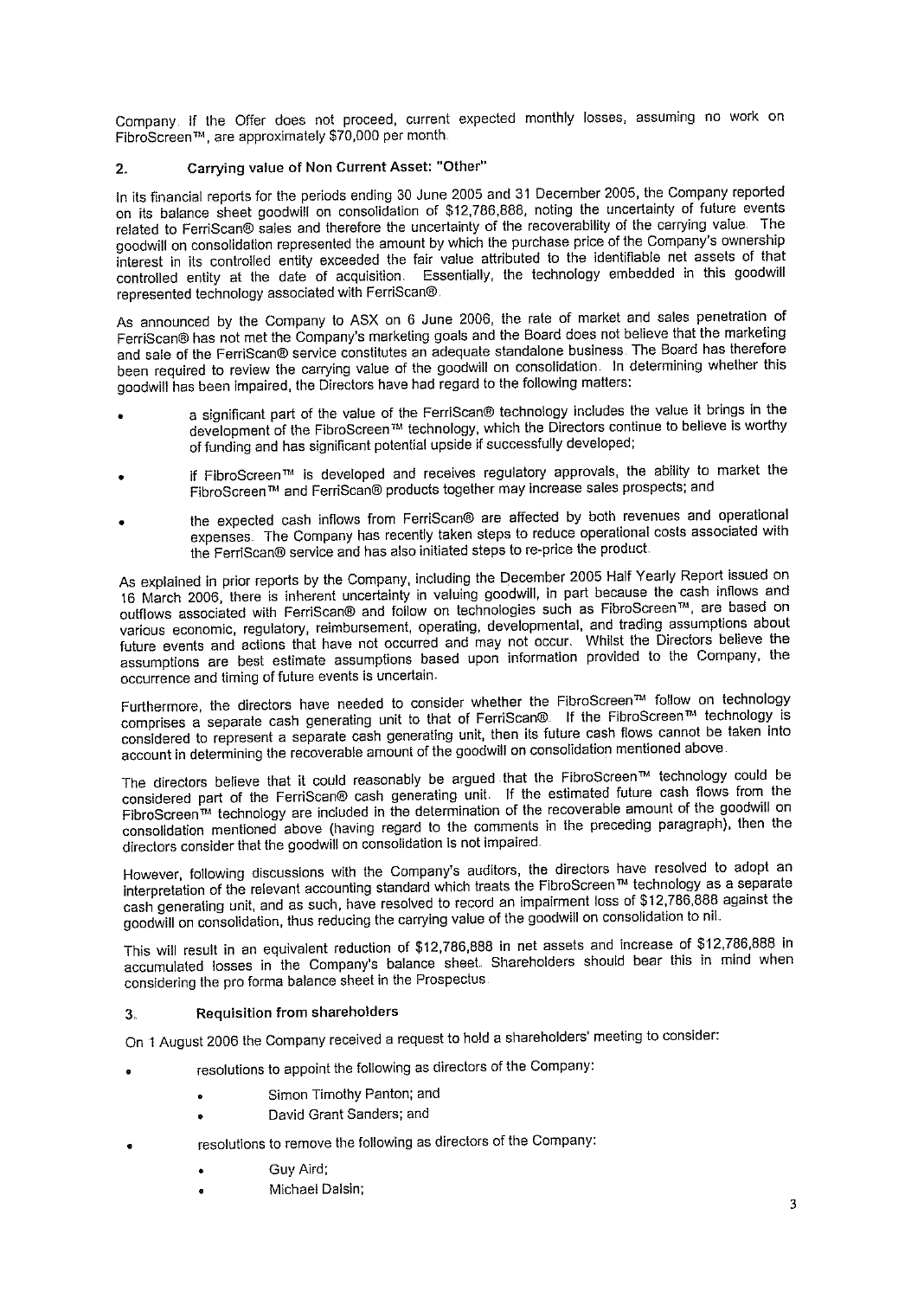Company. If the Offer does not proceed, current expected monthly losses, assuming no work on FibroScreen™, are approximately $70,000 per month.

## 2. Carrying value of Non Current Asset: "Other"

In its financial reports for the periods ending 30 June 2005 and 31 December 2005, the Company reported on its balance sheet goodwill on consolidation of $12,786,888, noting the uncertainty of future events related to FerriScan® sales and therefore the uncertainty of the recoverability of the carrying value. The goodwill on consolidation represented the amount by which the purchase price of the Company's ownership interest in its controlled entity exceeded the fair value attributed to the identifiable net assets of that controlled entity at the date of acquisition. Essentially, the technology embedded in this goodwill represented technology associated with FerriScan®.

As announced by the Company to ASX on 6 June 2006, the rate of market and sales penetration of FerriScan® has not met the Company's marketing goals and the Board does not believe that the marketing and sale of the FerriScan® service constitutes an adequate standalone business. The Board has therefore been required to review the carrying value of the goodwill on consolidation. In determining whether this goodwill has been impaired, the Directors have had regard to the following matters:

- a significant part of the value of the FerriScan® technology includes the value it brings in the development of the FibroScreen™ technology, which the Directors continue to believe is worthy of funding and has significant potential upside if successfully developed;
- if FibroScreen™ is developed and receives regulatory approvals, the ability to market the FibroScreen™ and FerriScan® products together may increase sales prospects; and
- the expected cash inflows from FerriScan® are affected by both revenues and operational expenses. The Company has recently taken steps to reduce operational costs associated with the FerriScan® service and has also initiated steps to re-price the product.

As explained in prior reports by the Company, including the December 2005 Half Yearly Report issued on 16 March 2006, there is inherent uncertainty in valuing goodwill, in part because the cash inflows and outflows associated with FerriScan® and follow on technologies such as FibroScreen™, are based on various economic, regulatory, reimbursement, operating, developmental, and trading assumptions about future events and actions that have not occurred and may not occur. Whilst the Directors believe the assumptions are best estimate assumptions based upon information provided to the Company, the occurrence and timing of future events is uncertain.

Furthermore, the directors have needed to consider whether the FibroScreen™ follow on technology comprises a separate cash generating unit to that of FerriScan®. If the FibroScreen™ technology is considered to represent a separate cash generating unit, then its future cash flows cannot be taken into account in determining the recoverable amount of the goodwill on consolidation mentioned above.

The directors believe that it could reasonably be argued that the FibroScreen™ technology could be considered part of the FerriScan® cash generating unit. If the estimated future cash flows from the FibroScreen™ technology are included in the determination of the recoverable amount of the goodwill on consolidation mentioned above (having regard to the comments in the preceding paragraph), then the directors consider that the goodwill on consolidation is not impaired.

However, following discussions with the Company's auditors, the directors have resolved to adopt an interpretation of the relevant accounting standard which treats the FibroScreen™ technology as a separate cash generating unit, and as such, have resolved to record an impairment loss of $12,786,888 against the goodwill on consolidation, thus reducing the carrying value of the goodwill on consolidation to nil.

This will result in an equivalent reduction of $12,786,888 in net assets and increase of $12,786,888 in accumulated losses in the Company's balance sheet. Shareholders should bear this in mind when considering the pro forma balance sheet in the Prospectus.

## 3. Requisition from shareholders

On 1 August 2006 the Company received a request to hold a shareholders' meeting to consider:

- resolutions to appoint the following as directors of the Company:
  - Simon Timothy Panton; and
  - David Grant Sanders; and
- resolutions to remove the following as directors of the Company:
  - Guy Aird;
  - Michael Dalsin;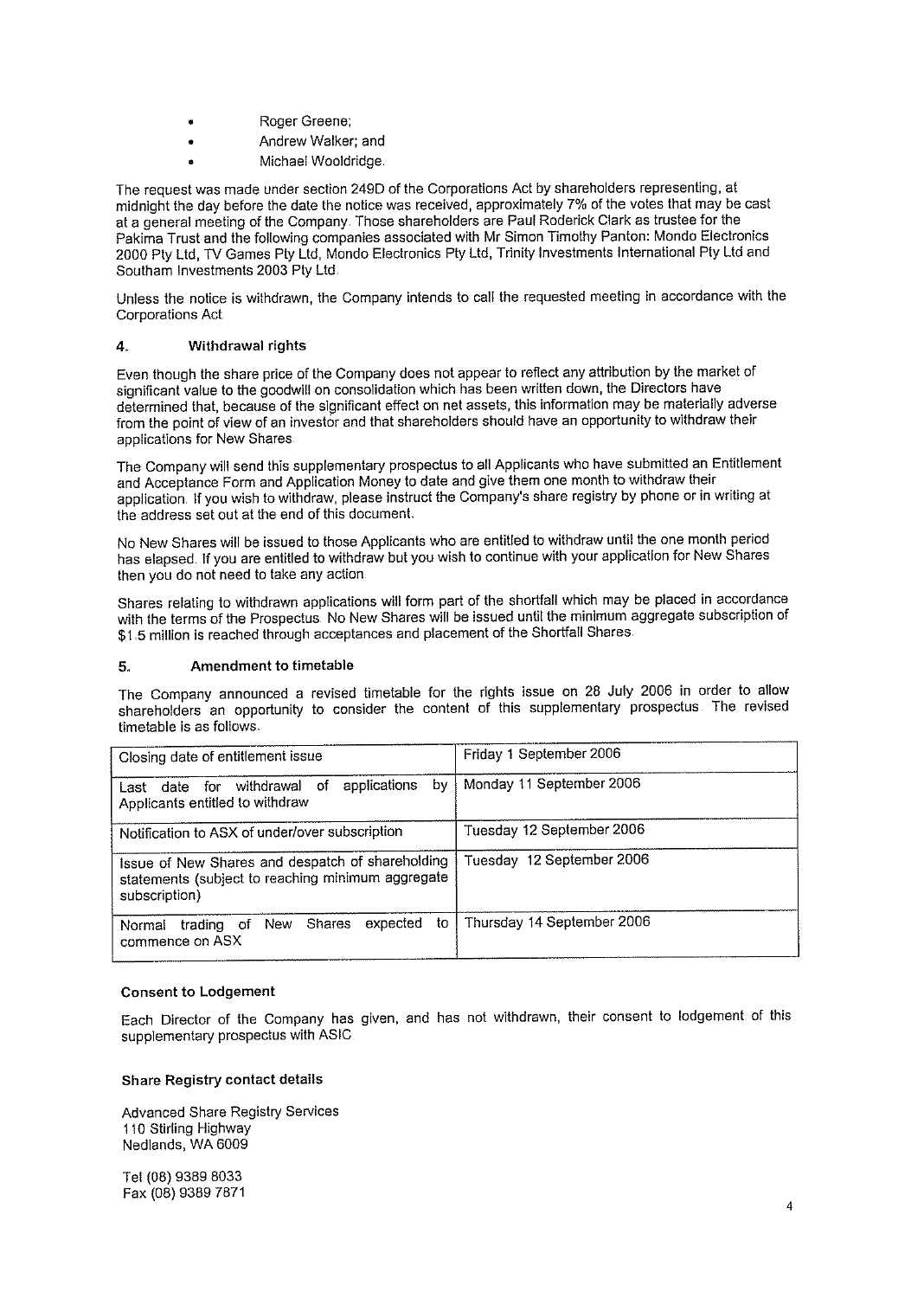- Roger Greene;
- Andrew Walker; and
- Michael Wooldridge.

The request was made under section 249D of the Corporations Act by shareholders representing, at midnight the day before the date the notice was received, approximately 7% of the votes that may be cast at a general meeting of the Company. Those shareholders are Paul Roderick Clark as trustee for the Pakima Trust and the following companies associated with Mr Simon Timothy Panton: Mondo Electronics 2000 Pty Ltd, TV Games Pty Ltd, Mondo Electronics Pty Ltd, Trinity Investments International Pty Ltd and Southam Investments 2003 Pty Ltd.

Unless the notice is withdrawn, the Company intends to call the requested meeting in accordance with the Corporations Act.

## 4. Withdrawal rights

Even though the share price of the Company does not appear to reflect any attribution by the market of significant value to the goodwill on consolidation which has been written down, the Directors have determined that, because of the significant effect on net assets, this information may be materially adverse from the point of view of an investor and that shareholders should have an opportunity to withdraw their applications for New Shares.

The Company will send this supplementary prospectus to all Applicants who have submitted an Entitlement and Acceptance Form and Application Money to date and give them one month to withdraw their application. If you wish to withdraw, please instruct the Company's share registry by phone or in writing at the address set out at the end of this document.

No New Shares will be issued to those Applicants who are entitled to withdraw until the one month period has elapsed. If you are entitled to withdraw but you wish to continue with your application for New Shares then you do not need to take any action.

Shares relating to withdrawn applications will form part of the shortfall which may be placed in accordance with the terms of the Prospectus. No New Shares will be issued until the minimum aggregate subscription of $1.5 million is reached through acceptances and placement of the Shortfall Shares.

## 5. Amendment to timetable

The Company announced a revised timetable for the rights issue on 28 July 2006 in order to allow shareholders an opportunity to consider the content of this supplementary prospectus. The revised timetable is as follows.

| | |
|---|---|
| Closing date of entitlement issue | Friday 1 September 2006 |
| Last date for withdrawal of applications by Applicants entitled to withdraw | Monday 11 September 2006 |
| Notification to ASX of under/over subscription | Tuesday 12 September 2006 |
| Issue of New Shares and despatch of shareholding statements (subject to reaching minimum aggregate subscription) | Tuesday 12 September 2006 |
| Normal trading of New Shares expected to commence on ASX | Thursday 14 September 2006 |

### Consent to Lodgement

Each Director of the Company has given, and has not withdrawn, their consent to lodgement of this supplementary prospectus with ASIC.

### Share Registry contact details

Advanced Share Registry Services
110 Stirling Highway
Nedlands, WA 6009

Tel (08) 9389 8033
Fax (08) 9389 7871